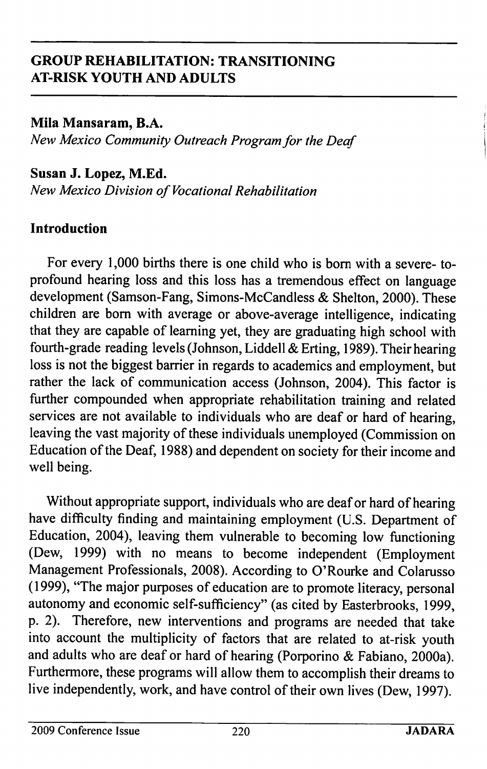# GROUP REHABILITATION: TRANSITIONING AT-RISK YOUTH AND ADULTS

**Mila Mansaram, B.A.**
*New Mexico Community Outreach Program for the Deaf*

**Susan J. Lopez, M.Ed.**
*New Mexico Division of Vocational Rehabilitation*

## Introduction

For every 1,000 births there is one child who is born with a severe- to-profound hearing loss and this loss has a tremendous effect on language development (Samson-Fang, Simons-McCandless & Shelton, 2000). These children are born with average or above-average intelligence, indicating that they are capable of learning yet, they are graduating high school with fourth-grade reading levels (Johnson, Liddell & Erting, 1989). Their hearing loss is not the biggest barrier in regards to academics and employment, but rather the lack of communication access (Johnson, 2004). This factor is further compounded when appropriate rehabilitation training and related services are not available to individuals who are deaf or hard of hearing, leaving the vast majority of these individuals unemployed (Commission on Education of the Deaf, 1988) and dependent on society for their income and well being.

Without appropriate support, individuals who are deaf or hard of hearing have difficulty finding and maintaining employment (U.S. Department of Education, 2004), leaving them vulnerable to becoming low functioning (Dew, 1999) with no means to become independent (Employment Management Professionals, 2008). According to O'Rourke and Colarusso (1999), "The major purposes of education are to promote literacy, personal autonomy and economic self-sufficiency" (as cited by Easterbrooks, 1999, p. 2). Therefore, new interventions and programs are needed that take into account the multiplicity of factors that are related to at-risk youth and adults who are deaf or hard of hearing (Porporino & Fabiano, 2000a). Furthermore, these programs will allow them to accomplish their dreams to live independently, work, and have control of their own lives (Dew, 1997).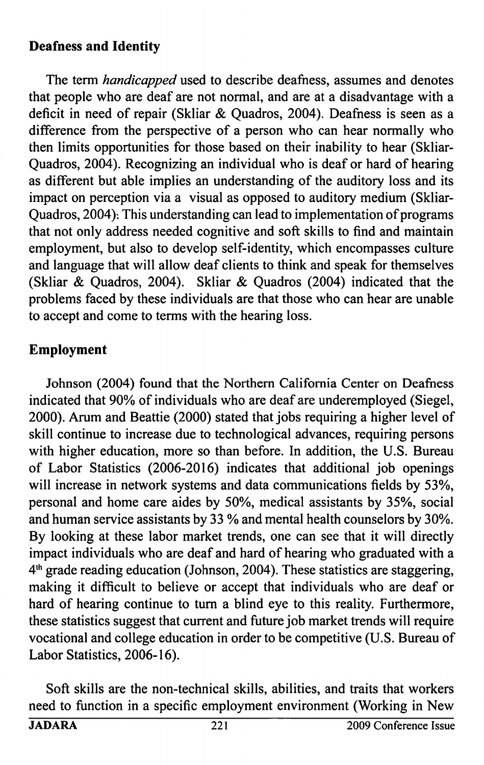## Deafness and Identity

The term *handicapped* used to describe deafness, assumes and denotes that people who are deaf are not normal, and are at a disadvantage with a deficit in need of repair (Skliar & Quadros, 2004). Deafness is seen as a difference from the perspective of a person who can hear normally who then limits opportunities for those based on their inability to hear (Skliar-Quadros, 2004). Recognizing an individual who is deaf or hard of hearing as different but able implies an understanding of the auditory loss and its impact on perception via a visual as opposed to auditory medium (Skliar-Quadros, 2004). This understanding can lead to implementation of programs that not only address needed cognitive and soft skills to find and maintain employment, but also to develop self-identity, which encompasses culture and language that will allow deaf clients to think and speak for themselves (Skliar & Quadros, 2004). Skliar & Quadros (2004) indicated that the problems faced by these individuals are that those who can hear are unable to accept and come to terms with the hearing loss.

## Employment

Johnson (2004) found that the Northern California Center on Deafness indicated that 90% of individuals who are deaf are underemployed (Siegel, 2000). Arum and Beattie (2000) stated that jobs requiring a higher level of skill continue to increase due to technological advances, requiring persons with higher education, more so than before. In addition, the U.S. Bureau of Labor Statistics (2006-2016) indicates that additional job openings will increase in network systems and data communications fields by 53%, personal and home care aides by 50%, medical assistants by 35%, social and human service assistants by 33 % and mental health counselors by 30%. By looking at these labor market trends, one can see that it will directly impact individuals who are deaf and hard of hearing who graduated with a 4th grade reading education (Johnson, 2004). These statistics are staggering, making it difficult to believe or accept that individuals who are deaf or hard of hearing continue to turn a blind eye to this reality. Furthermore, these statistics suggest that current and future job market trends will require vocational and college education in order to be competitive (U.S. Bureau of Labor Statistics, 2006-16).

Soft skills are the non-technical skills, abilities, and traits that workers need to function in a specific employment environment (Working in New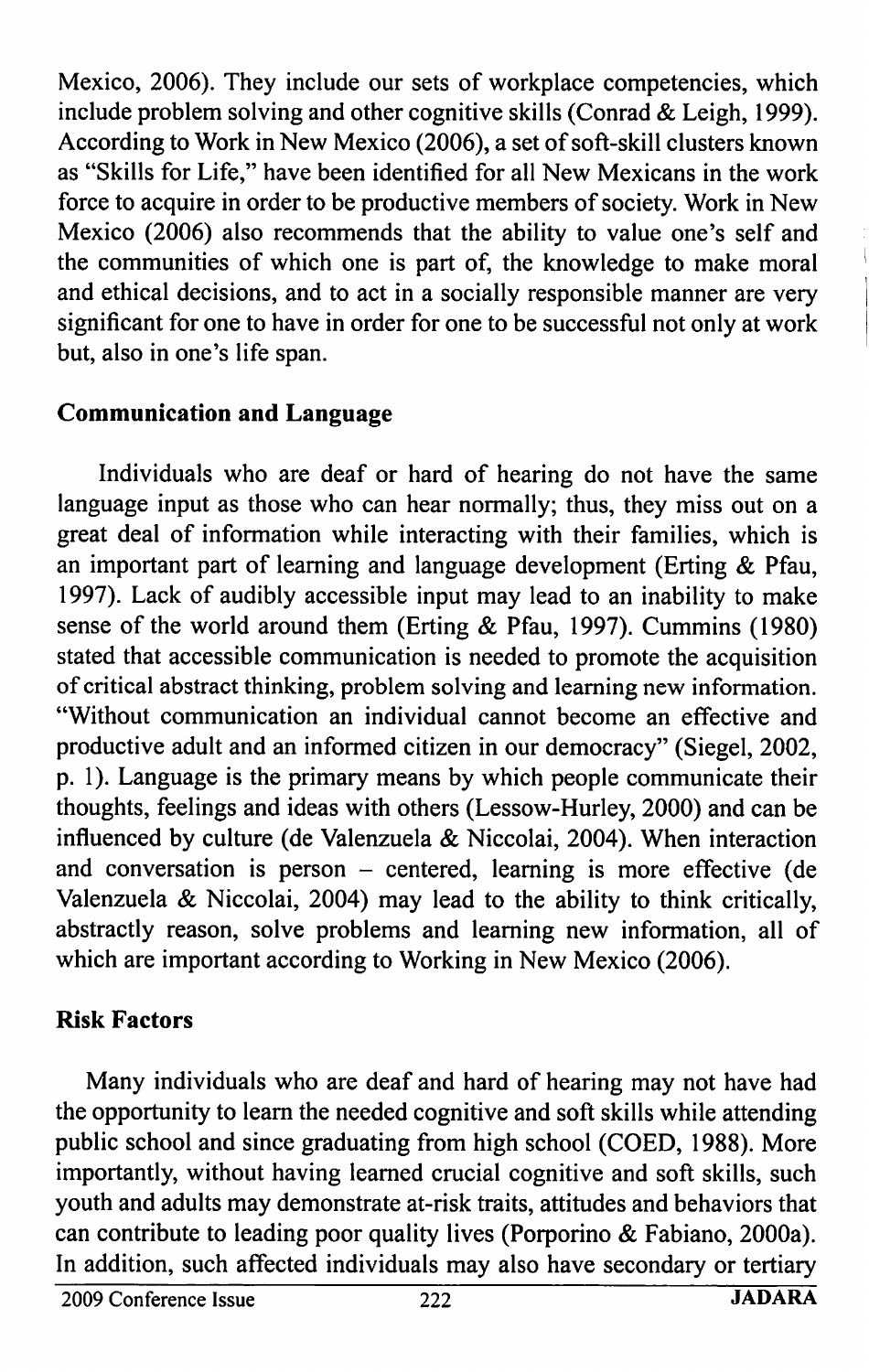Mexico, 2006). They include our sets of workplace competencies, which include problem solving and other cognitive skills (Conrad & Leigh, 1999). According to Work in New Mexico (2006), a set of soft-skill clusters known as "Skills for Life," have been identified for all New Mexicans in the work force to acquire in order to be productive members of society. Work in New Mexico (2006) also recommends that the ability to value one's self and the communities of which one is part of, the knowledge to make moral and ethical decisions, and to act in a socially responsible manner are very significant for one to have in order for one to be successful not only at work but, also in one's life span.

## Communication and Language

Individuals who are deaf or hard of hearing do not have the same language input as those who can hear normally; thus, they miss out on a great deal of information while interacting with their families, which is an important part of learning and language development (Erting & Pfau, 1997). Lack of audibly accessible input may lead to an inability to make sense of the world around them (Erting & Pfau, 1997). Cummins (1980) stated that accessible communication is needed to promote the acquisition of critical abstract thinking, problem solving and learning new information. "Without communication an individual cannot become an effective and productive adult and an informed citizen in our democracy" (Siegel, 2002, p. 1). Language is the primary means by which people communicate their thoughts, feelings and ideas with others (Lessow-Hurley, 2000) and can be influenced by culture (de Valenzuela & Niccolai, 2004). When interaction and conversation is person – centered, learning is more effective (de Valenzuela & Niccolai, 2004) may lead to the ability to think critically, abstractly reason, solve problems and learning new information, all of which are important according to Working in New Mexico (2006).

## Risk Factors

Many individuals who are deaf and hard of hearing may not have had the opportunity to learn the needed cognitive and soft skills while attending public school and since graduating from high school (COED, 1988). More importantly, without having learned crucial cognitive and soft skills, such youth and adults may demonstrate at-risk traits, attitudes and behaviors that can contribute to leading poor quality lives (Porporino & Fabiano, 2000a). In addition, such affected individuals may also have secondary or tertiary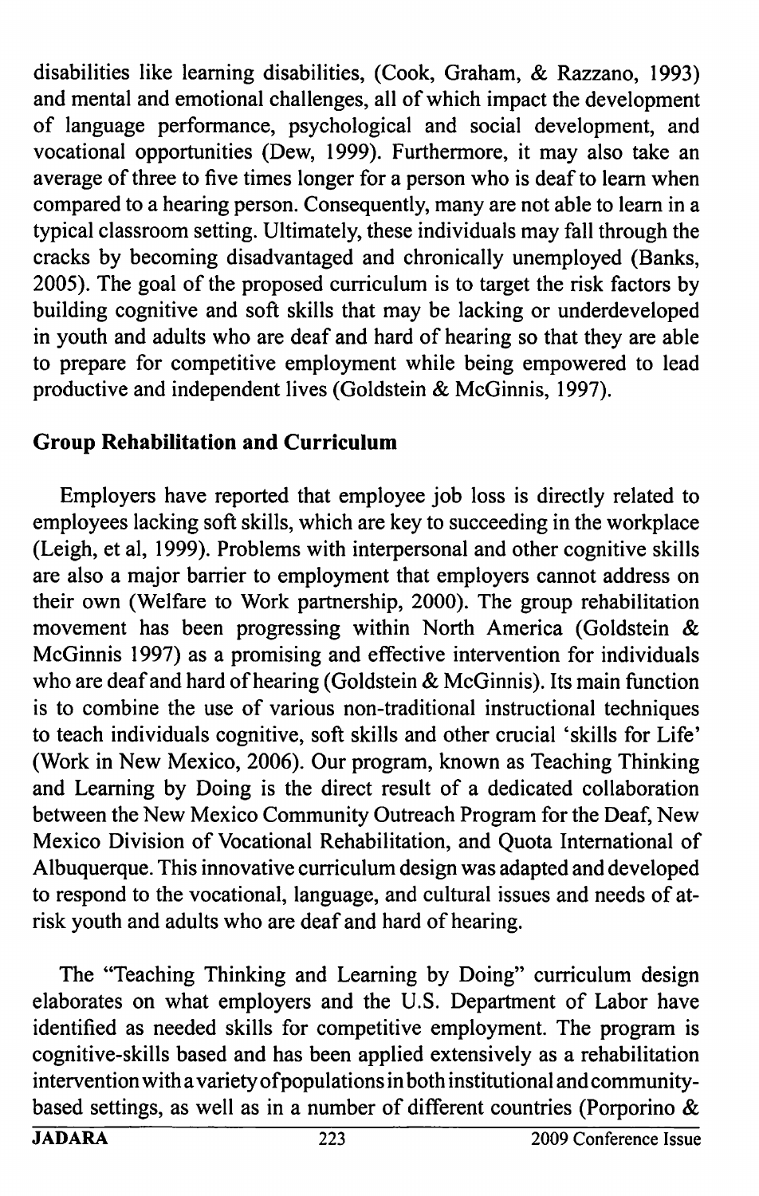disabilities like learning disabilities, (Cook, Graham, & Razzano, 1993) and mental and emotional challenges, all of which impact the development of language performance, psychological and social development, and vocational opportunities (Dew, 1999). Furthermore, it may also take an average of three to five times longer for a person who is deaf to learn when compared to a hearing person. Consequently, many are not able to learn in a typical classroom setting. Ultimately, these individuals may fall through the cracks by becoming disadvantaged and chronically unemployed (Banks, 2005). The goal of the proposed curriculum is to target the risk factors by building cognitive and soft skills that may be lacking or underdeveloped in youth and adults who are deaf and hard of hearing so that they are able to prepare for competitive employment while being empowered to lead productive and independent lives (Goldstein & McGinnis, 1997).

## Group Rehabilitation and Curriculum

Employers have reported that employee job loss is directly related to employees lacking soft skills, which are key to succeeding in the workplace (Leigh, et al, 1999). Problems with interpersonal and other cognitive skills are also a major barrier to employment that employers cannot address on their own (Welfare to Work partnership, 2000). The group rehabilitation movement has been progressing within North America (Goldstein & McGinnis 1997) as a promising and effective intervention for individuals who are deaf and hard of hearing (Goldstein & McGinnis). Its main function is to combine the use of various non-traditional instructional techniques to teach individuals cognitive, soft skills and other crucial 'skills for Life' (Work in New Mexico, 2006). Our program, known as Teaching Thinking and Learning by Doing is the direct result of a dedicated collaboration between the New Mexico Community Outreach Program for the Deaf, New Mexico Division of Vocational Rehabilitation, and Quota International of Albuquerque. This innovative curriculum design was adapted and developed to respond to the vocational, language, and cultural issues and needs of at-risk youth and adults who are deaf and hard of hearing.

The "Teaching Thinking and Learning by Doing" curriculum design elaborates on what employers and the U.S. Department of Labor have identified as needed skills for competitive employment. The program is cognitive-skills based and has been applied extensively as a rehabilitation intervention with a variety of populations in both institutional and community-based settings, as well as in a number of different countries (Porporino &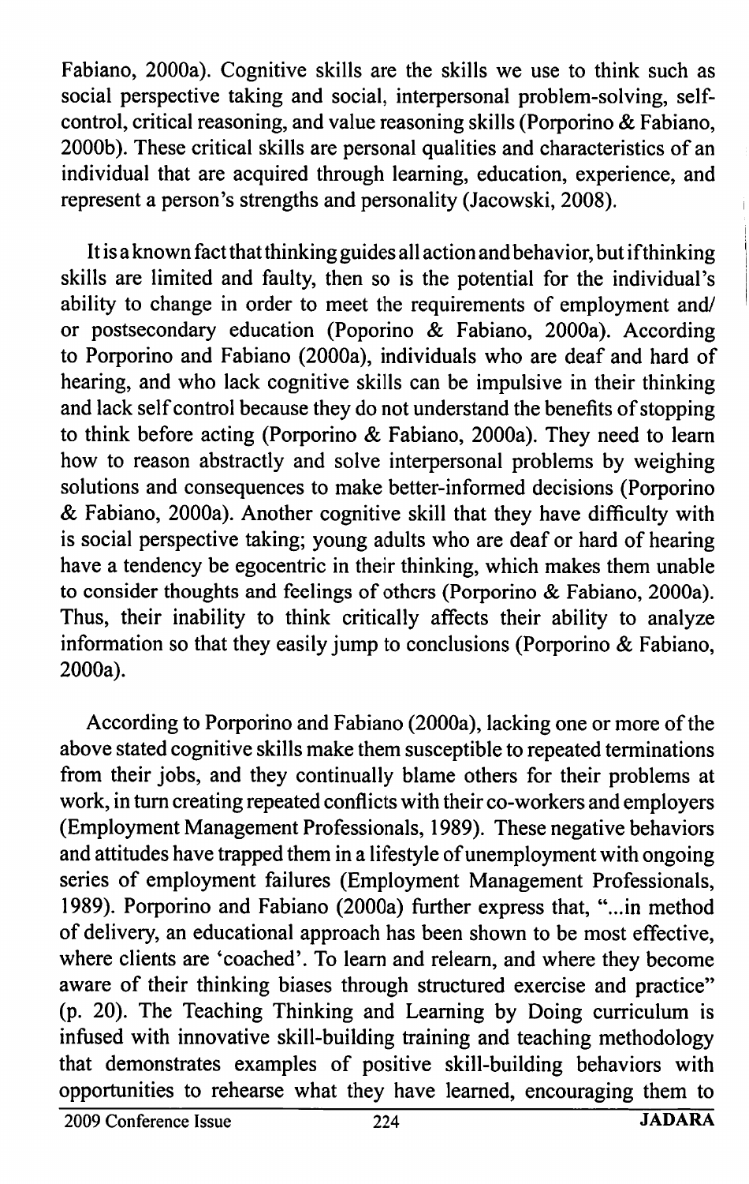Fabiano, 2000a). Cognitive skills are the skills we use to think such as social perspective taking and social, interpersonal problem-solving, self-control, critical reasoning, and value reasoning skills (Porporino & Fabiano, 2000b). These critical skills are personal qualities and characteristics of an individual that are acquired through learning, education, experience, and represent a person's strengths and personality (Jacowski, 2008).

It is a known fact that thinking guides all action and behavior, but if thinking skills are limited and faulty, then so is the potential for the individual's ability to change in order to meet the requirements of employment and/or postsecondary education (Poporino & Fabiano, 2000a). According to Porporino and Fabiano (2000a), individuals who are deaf and hard of hearing, and who lack cognitive skills can be impulsive in their thinking and lack self control because they do not understand the benefits of stopping to think before acting (Porporino & Fabiano, 2000a). They need to learn how to reason abstractly and solve interpersonal problems by weighing solutions and consequences to make better-informed decisions (Porporino & Fabiano, 2000a). Another cognitive skill that they have difficulty with is social perspective taking; young adults who are deaf or hard of hearing have a tendency be egocentric in their thinking, which makes them unable to consider thoughts and feelings of others (Porporino & Fabiano, 2000a). Thus, their inability to think critically affects their ability to analyze information so that they easily jump to conclusions (Porporino & Fabiano, 2000a).

According to Porporino and Fabiano (2000a), lacking one or more of the above stated cognitive skills make them susceptible to repeated terminations from their jobs, and they continually blame others for their problems at work, in turn creating repeated conflicts with their co-workers and employers (Employment Management Professionals, 1989). These negative behaviors and attitudes have trapped them in a lifestyle of unemployment with ongoing series of employment failures (Employment Management Professionals, 1989). Porporino and Fabiano (2000a) further express that, "...in method of delivery, an educational approach has been shown to be most effective, where clients are 'coached'. To learn and relearn, and where they become aware of their thinking biases through structured exercise and practice" (p. 20). The Teaching Thinking and Learning by Doing curriculum is infused with innovative skill-building training and teaching methodology that demonstrates examples of positive skill-building behaviors with opportunities to rehearse what they have learned, encouraging them to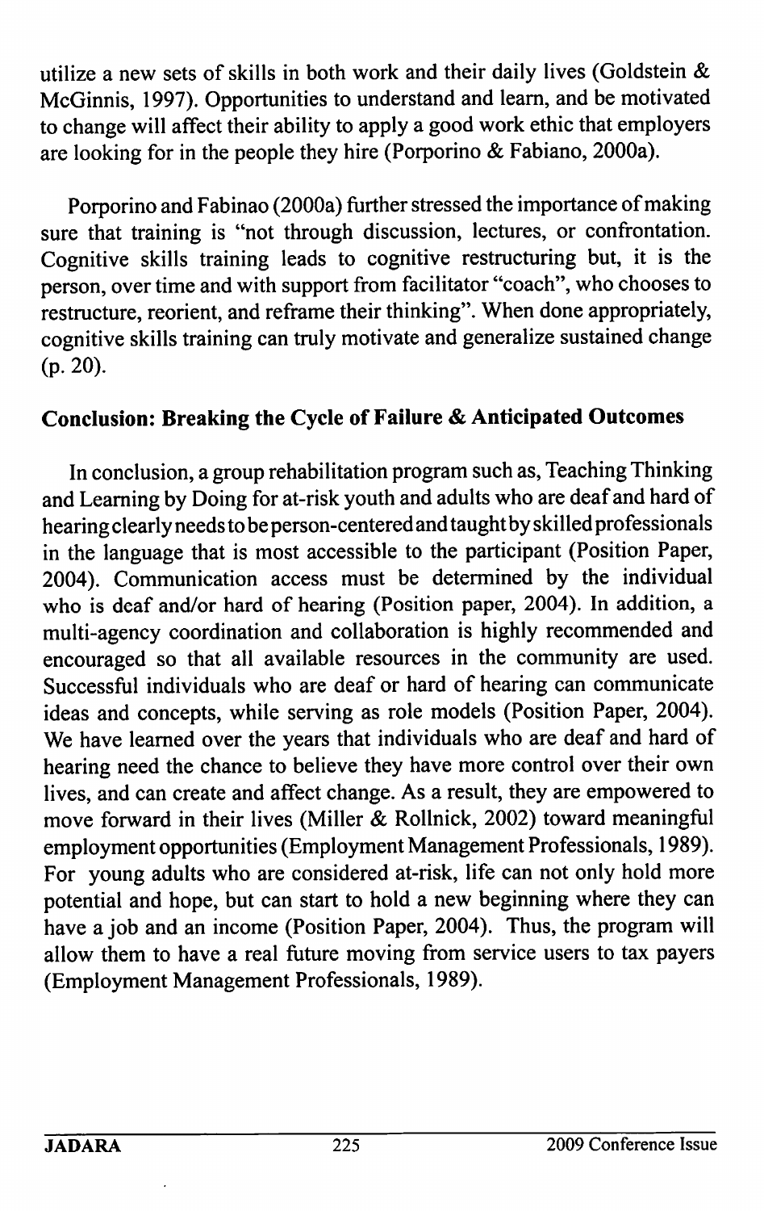utilize a new sets of skills in both work and their daily lives (Goldstein & McGinnis, 1997). Opportunities to understand and learn, and be motivated to change will affect their ability to apply a good work ethic that employers are looking for in the people they hire (Porporino & Fabiano, 2000a).

Porporino and Fabinao (2000a) further stressed the importance of making sure that training is "not through discussion, lectures, or confrontation. Cognitive skills training leads to cognitive restructuring but, it is the person, over time and with support from facilitator "coach", who chooses to restructure, reorient, and reframe their thinking". When done appropriately, cognitive skills training can truly motivate and generalize sustained change (p. 20).

## Conclusion: Breaking the Cycle of Failure & Anticipated Outcomes

In conclusion, a group rehabilitation program such as, Teaching Thinking and Learning by Doing for at-risk youth and adults who are deaf and hard of hearing clearly needs to be person-centered and taught by skilled professionals in the language that is most accessible to the participant (Position Paper, 2004). Communication access must be determined by the individual who is deaf and/or hard of hearing (Position paper, 2004). In addition, a multi-agency coordination and collaboration is highly recommended and encouraged so that all available resources in the community are used. Successful individuals who are deaf or hard of hearing can communicate ideas and concepts, while serving as role models (Position Paper, 2004). We have learned over the years that individuals who are deaf and hard of hearing need the chance to believe they have more control over their own lives, and can create and affect change. As a result, they are empowered to move forward in their lives (Miller & Rollnick, 2002) toward meaningful employment opportunities (Employment Management Professionals, 1989). For young adults who are considered at-risk, life can not only hold more potential and hope, but can start to hold a new beginning where they can have a job and an income (Position Paper, 2004). Thus, the program will allow them to have a real future moving from service users to tax payers (Employment Management Professionals, 1989).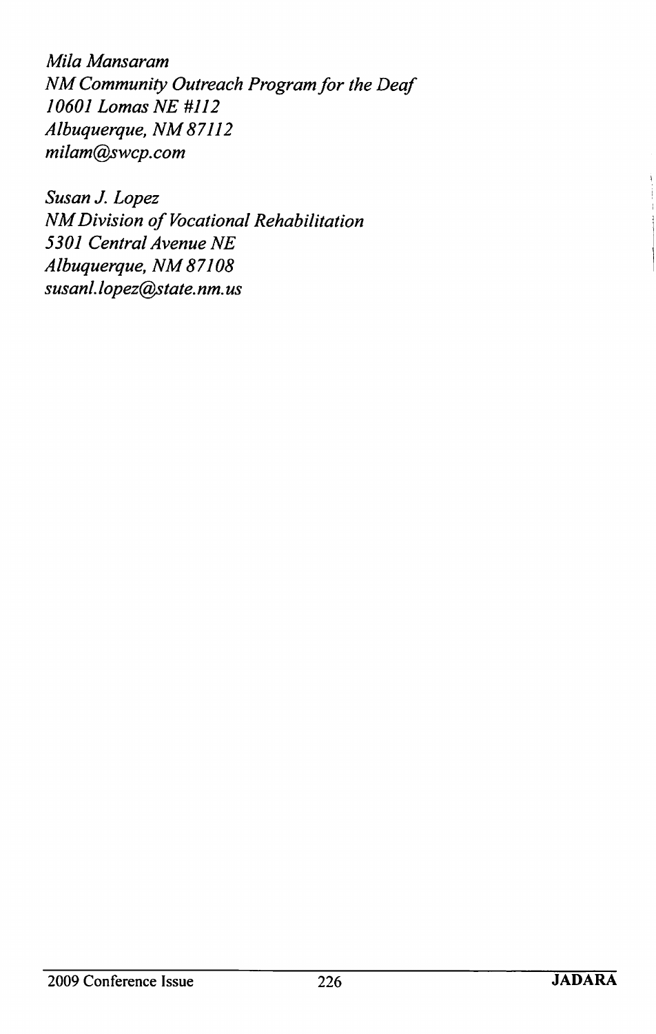*Mila Mansaram*
*NM Community Outreach Program for the Deaf*
*10601 Lomas NE #112*
*Albuquerque, NM 87112*
*milam@swcp.com*

*Susan J. Lopez*
*NM Division of Vocational Rehabilitation*
*5301 Central Avenue NE*
*Albuquerque, NM 87108*
*susanl.lopez@state.nm.us*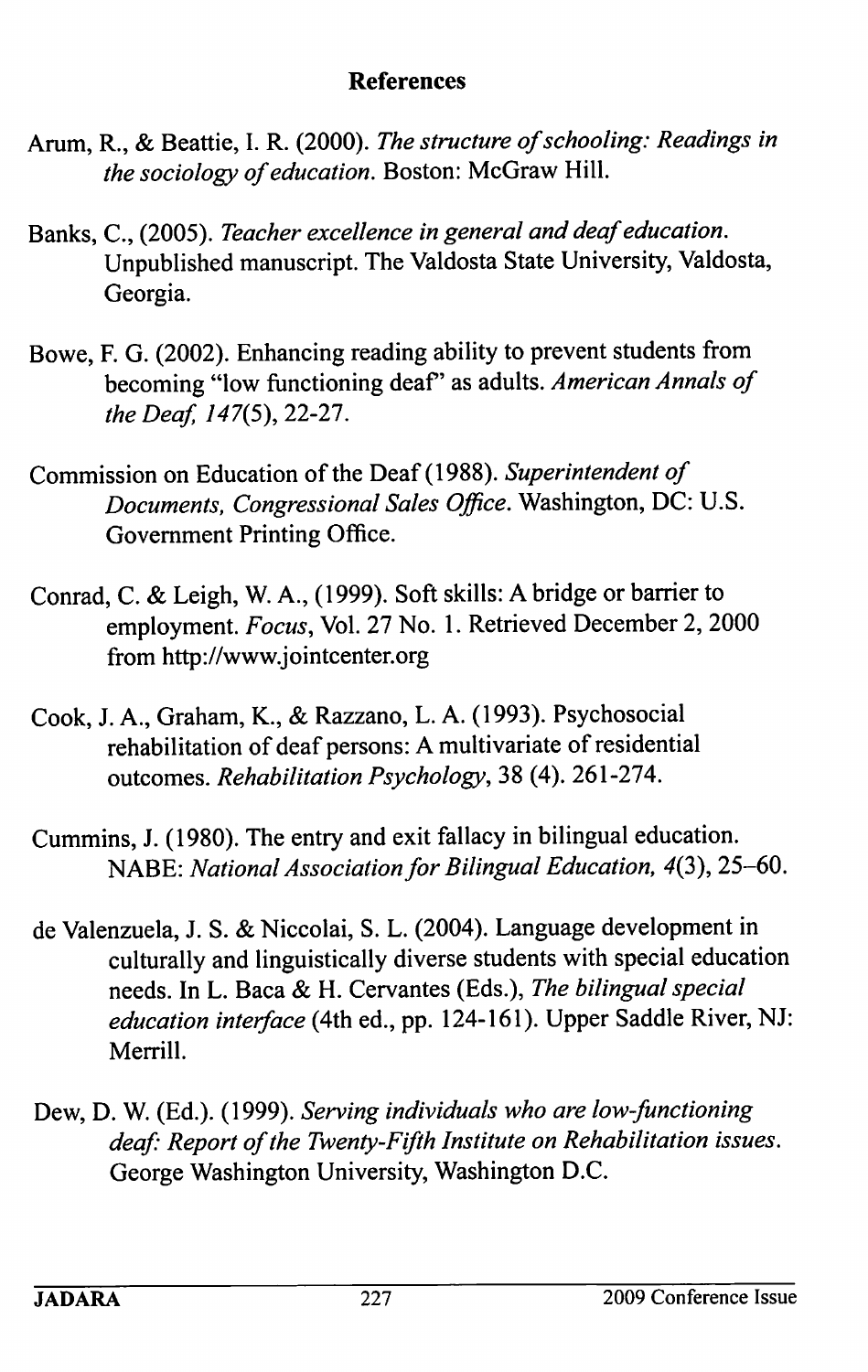## References

Arum, R., & Beattie, I. R. (2000). *The structure of schooling: Readings in the sociology of education*. Boston: McGraw Hill.

Banks, C., (2005). *Teacher excellence in general and deaf education*. Unpublished manuscript. The Valdosta State University, Valdosta, Georgia.

Bowe, F. G. (2002). Enhancing reading ability to prevent students from becoming "low functioning deaf" as adults. *American Annals of the Deaf, 147*(5), 22-27.

Commission on Education of the Deaf (1988). *Superintendent of Documents, Congressional Sales Office*. Washington, DC: U.S. Government Printing Office.

Conrad, C. & Leigh, W. A., (1999). Soft skills: A bridge or barrier to employment. *Focus*, Vol. 27 No. 1. Retrieved December 2, 2000 from http://www.jointcenter.org

Cook, J. A., Graham, K., & Razzano, L. A. (1993). Psychosocial rehabilitation of deaf persons: A multivariate of residential outcomes. *Rehabilitation Psychology*, 38 (4). 261-274.

Cummins, J. (1980). The entry and exit fallacy in bilingual education. NABE: *National Association for Bilingual Education, 4*(3), 25–60.

de Valenzuela, J. S. & Niccolai, S. L. (2004). Language development in culturally and linguistically diverse students with special education needs. In L. Baca & H. Cervantes (Eds.), *The bilingual special education interface* (4th ed., pp. 124-161). Upper Saddle River, NJ: Merrill.

Dew, D. W. (Ed.). (1999). *Serving individuals who are low-functioning deaf: Report of the Twenty-Fifth Institute on Rehabilitation issues*. George Washington University, Washington D.C.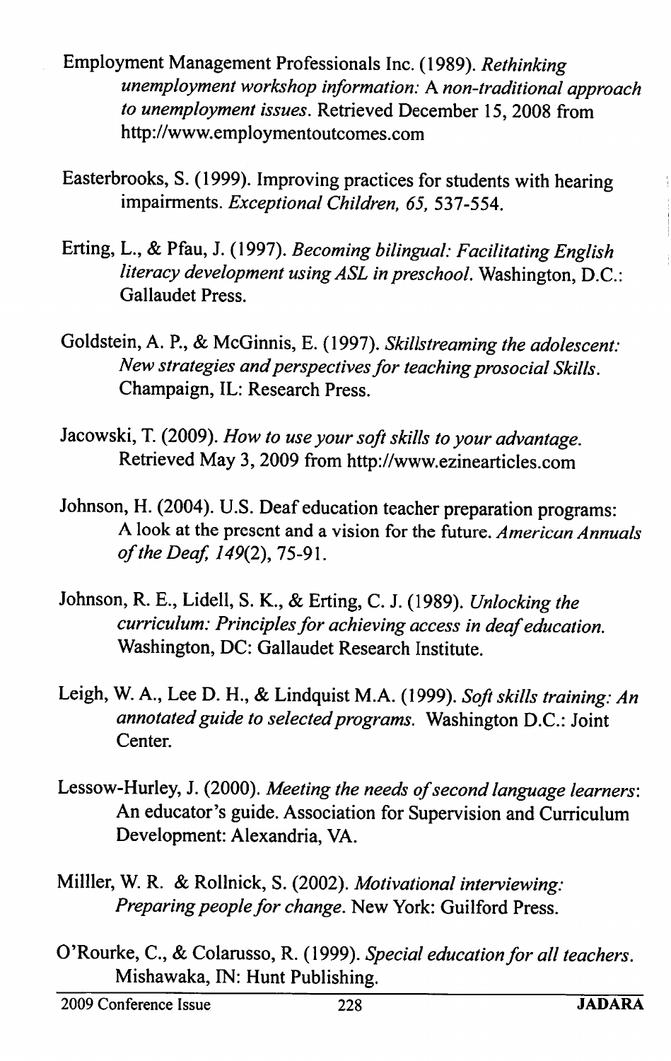Employment Management Professionals Inc. (1989). *Rethinking unemployment workshop information: A non-traditional approach to unemployment issues*. Retrieved December 15, 2008 from http://www.employmentoutcomes.com

Easterbrooks, S. (1999). Improving practices for students with hearing impairments. *Exceptional Children, 65,* 537-554.

Erting, L., & Pfau, J. (1997). *Becoming bilingual: Facilitating English literacy development using ASL in preschool.* Washington, D.C.: Gallaudet Press.

Goldstein, A. P., & McGinnis, E. (1997). *Skillstreaming the adolescent: New strategies and perspectives for teaching prosocial Skills*. Champaign, IL: Research Press.

Jacowski, T. (2009). *How to use your soft skills to your advantage.* Retrieved May 3, 2009 from http://www.ezinearticles.com

Johnson, H. (2004). U.S. Deaf education teacher preparation programs: A look at the present and a vision for the future. *American Annuals of the Deaf, 149*(2), 75-91.

Johnson, R. E., Lidell, S. K., & Erting, C. J. (1989). *Unlocking the curriculum: Principles for achieving access in deaf education.* Washington, DC: Gallaudet Research Institute.

Leigh, W. A., Lee D. H., & Lindquist M.A. (1999). *Soft skills training: An annotated guide to selected programs.* Washington D.C.: Joint Center.

Lessow-Hurley, J. (2000). *Meeting the needs of second language learners*: An educator's guide. Association for Supervision and Curriculum Development: Alexandria, VA.

Millller, W. R. & Rollnick, S. (2002). *Motivational interviewing: Preparing people for change.* New York: Guilford Press.

O'Rourke, C., & Colarusso, R. (1999). *Special education for all teachers.* Mishawaka, IN: Hunt Publishing.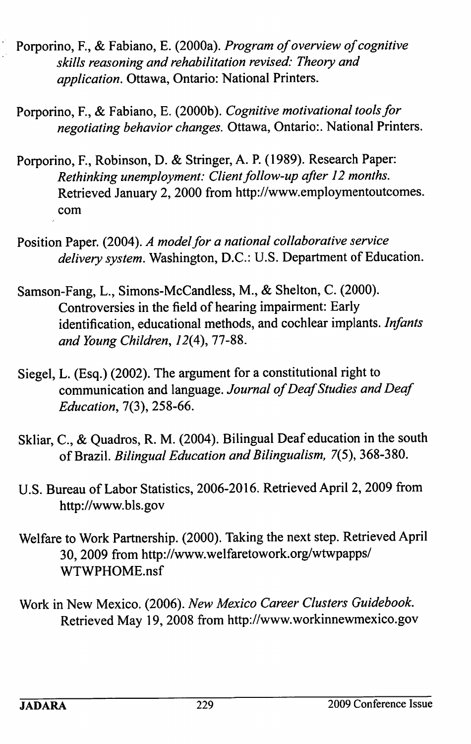Porporino, F., & Fabiano, E. (2000a). *Program of overview of cognitive skills reasoning and rehabilitation revised: Theory and application*. Ottawa, Ontario: National Printers.

Porporino, F., & Fabiano, E. (2000b). *Cognitive motivational tools for negotiating behavior changes*. Ottawa, Ontario:. National Printers.

Porporino, F., Robinson, D. & Stringer, A. P. (1989). Research Paper: *Rethinking unemployment: Client follow-up after 12 months*. Retrieved January 2, 2000 from http://www.employmentoutcomes.com

Position Paper. (2004). *A model for a national collaborative service delivery system*. Washington, D.C.: U.S. Department of Education.

Samson-Fang, L., Simons-McCandless, M., & Shelton, C. (2000). Controversies in the field of hearing impairment: Early identification, educational methods, and cochlear implants. *Infants and Young Children*, *12*(4), 77-88.

Siegel, L. (Esq.) (2002). The argument for a constitutional right to communication and language. *Journal of Deaf Studies and Deaf Education*, 7(3), 258-66.

Skliar, C., & Quadros, R. M. (2004). Bilingual Deaf education in the south of Brazil. *Bilingual Education and Bilingualism*, *7*(5), 368-380.

U.S. Bureau of Labor Statistics, 2006-2016. Retrieved April 2, 2009 from http://www.bls.gov

Welfare to Work Partnership. (2000). Taking the next step. Retrieved April 30, 2009 from http://www.welfaretowork.org/wtwpapps/WTWPHOME.nsf

Work in New Mexico. (2006). *New Mexico Career Clusters Guidebook*. Retrieved May 19, 2008 from http://www.workinnewmexico.gov